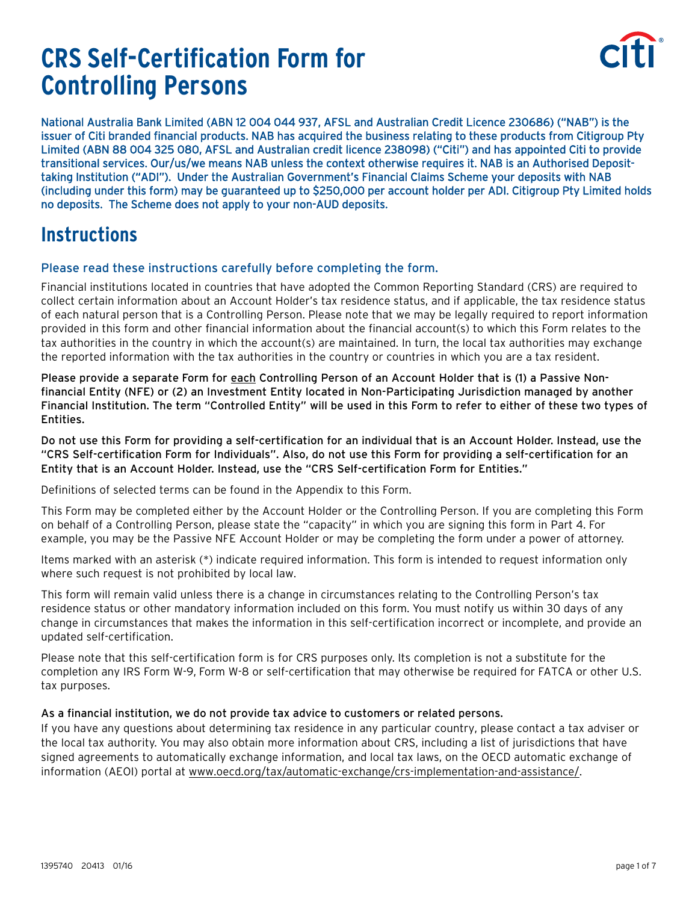# CRS Self-Certification Form for Controlling Persons

National Australia Bank Limited (ABN 12 004 044 937, AFSL and Australian Credit Licence 230686) ("NAB") is the issuer of Citi branded financial products. NAB has acquired the business relating to these products from Citigroup Pty Limited (ABN 88 004 325 080, AFSL and Australian credit licence 238098) ("Citi") and has appointed Citi to provide transitional services. Our/us/we means NAB unless the context otherwise requires it. NAB is an Authorised Deposit-taking Institution ("ADI"). Under the Australian Government's Financial Claims Scheme your deposits with NAB (including under this form) may be guaranteed up to $250,000 per account holder per ADI. Citigroup Pty Limited holds no deposits. The Scheme does not apply to your non-AUD deposits.

## Instructions

### Please read these instructions carefully before completing the form.

Financial institutions located in countries that have adopted the Common Reporting Standard (CRS) are required to collect certain information about an Account Holder's tax residence status, and if applicable, the tax residence status of each natural person that is a Controlling Person. Please note that we may be legally required to report information provided in this form and other financial information about the financial account(s) to which this Form relates to the tax authorities in the country in which the account(s) are maintained. In turn, the local tax authorities may exchange the reported information with the tax authorities in the country or countries in which you are a tax resident.

**Please provide a separate Form for each Controlling Person of an Account Holder that is (1) a Passive Non-financial Entity (NFE) or (2) an Investment Entity located in Non-Participating Jurisdiction managed by another Financial Institution. The term "Controlled Entity" will be used in this Form to refer to either of these two types of Entities.**

**Do not use this Form for providing a self-certification for an individual that is an Account Holder. Instead, use the "CRS Self-certification Form for Individuals". Also, do not use this Form for providing a self-certification for an Entity that is an Account Holder. Instead, use the "CRS Self-certification Form for Entities."**

Definitions of selected terms can be found in the Appendix to this Form.

This Form may be completed either by the Account Holder or the Controlling Person. If you are completing this Form on behalf of a Controlling Person, please state the "capacity" in which you are signing this form in Part 4. For example, you may be the Passive NFE Account Holder or may be completing the form under a power of attorney.

Items marked with an asterisk (*) indicate required information. This form is intended to request information only where such request is not prohibited by local law.

This form will remain valid unless there is a change in circumstances relating to the Controlling Person's tax residence status or other mandatory information included on this form. You must notify us within 30 days of any change in circumstances that makes the information in this self-certification incorrect or incomplete, and provide an updated self-certification.

Please note that this self-certification form is for CRS purposes only. Its completion is not a substitute for the completion any IRS Form W-9, Form W-8 or self-certification that may otherwise be required for FATCA or other U.S. tax purposes.

**As a financial institution, we do not provide tax advice to customers or related persons.**
If you have any questions about determining tax residence in any particular country, please contact a tax adviser or the local tax authority. You may also obtain more information about CRS, including a list of jurisdictions that have signed agreements to automatically exchange information, and local tax laws, on the OECD automatic exchange of information (AEOI) portal at www.oecd.org/tax/automatic-exchange/crs-implementation-and-assistance/.

1395740 20413 01/16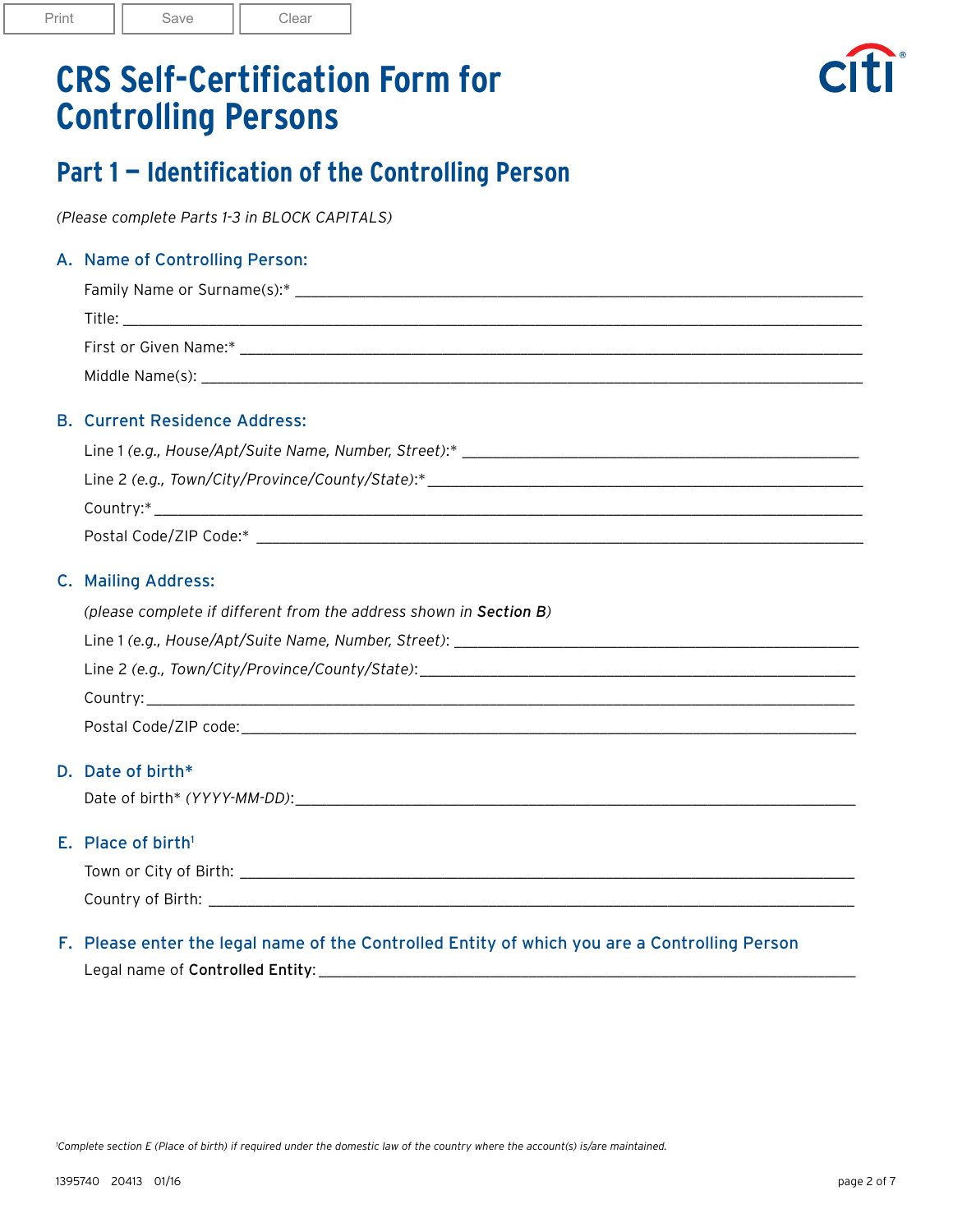# CRS Self-Certification Form for Controlling Persons

## Part 1 — Identification of the Controlling Person

*(Please complete Parts 1-3 in BLOCK CAPITALS)*

### A. Name of Controlling Person:

Family Name or Surname(s):* ______________________________

Title: ______________________________

First or Given Name:* ______________________________

Middle Name(s): ______________________________

### B. Current Residence Address:

Line 1 *(e.g., House/Apt/Suite Name, Number, Street)*:* ______________________________

Line 2 *(e.g., Town/City/Province/County/State)*:* ______________________________

Country:* ______________________________

Postal Code/ZIP Code:* ______________________________

### C. Mailing Address:

*(please complete if different from the address shown in **Section B**)*

Line 1 *(e.g., House/Apt/Suite Name, Number, Street)*: ______________________________

Line 2 *(e.g., Town/City/Province/County/State)*: ______________________________

Country: ______________________________

Postal Code/ZIP code: ______________________________

### D. Date of birth*

Date of birth* *(YYYY-MM-DD)*: ______________________________

### E. Place of birth[1]

Town or City of Birth: ______________________________

Country of Birth: ______________________________

### F. Please enter the legal name of the Controlled Entity of which you are a Controlling Person

Legal name of **Controlled Entity**: ______________________________

[1]*Complete section E (Place of birth) if required under the domestic law of the country where the account(s) is/are maintained.*

1395740 20413 01/16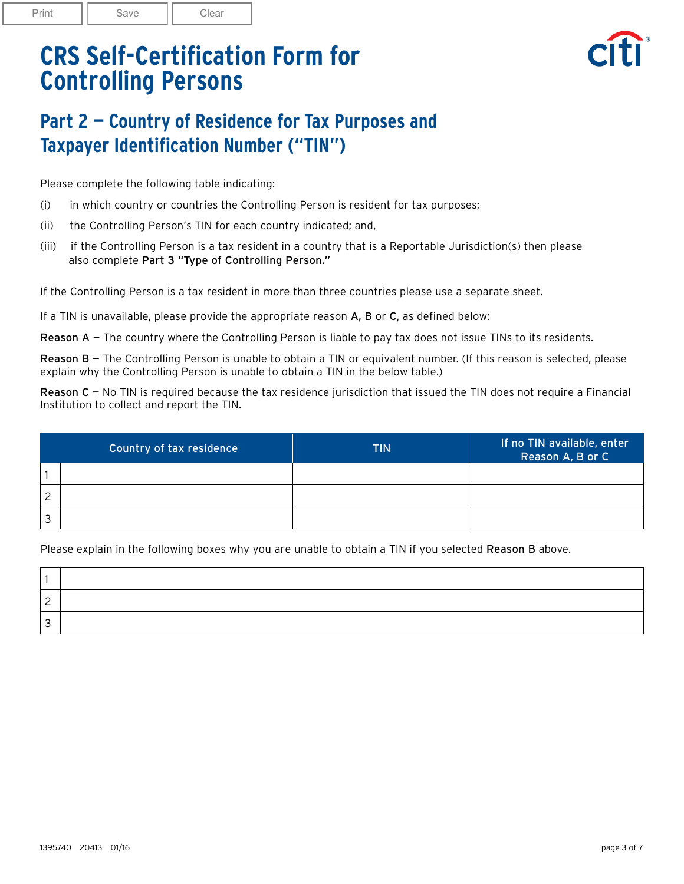# CRS Self-Certification Form for Controlling Persons

## Part 2 — Country of Residence for Tax Purposes and Taxpayer Identification Number ("TIN")

Please complete the following table indicating:

(i) in which country or countries the Controlling Person is resident for tax purposes;

(ii) the Controlling Person's TIN for each country indicated; and,

(iii) if the Controlling Person is a tax resident in a country that is a Reportable Jurisdiction(s) then please also complete **Part 3 "Type of Controlling Person."**

If the Controlling Person is a tax resident in more than three countries please use a separate sheet.

If a TIN is unavailable, please provide the appropriate reason **A, B** or **C**, as defined below:

**Reason A —** The country where the Controlling Person is liable to pay tax does not issue TINs to its residents.

**Reason B —** The Controlling Person is unable to obtain a TIN or equivalent number. (If this reason is selected, please explain why the Controlling Person is unable to obtain a TIN in the below table.)

**Reason C —** No TIN is required because the tax residence jurisdiction that issued the TIN does not require a Financial Institution to collect and report the TIN.

| | Country of tax residence | TIN | If no TIN available, enter Reason A, B or C |
|---|---|---|---|
| 1 | | | |
| 2 | | | |
| 3 | | | |

Please explain in the following boxes why you are unable to obtain a TIN if you selected **Reason B** above.

| | |
|---|---|
| 1 | |
| 2 | |
| 3 | |

1395740 20413 01/16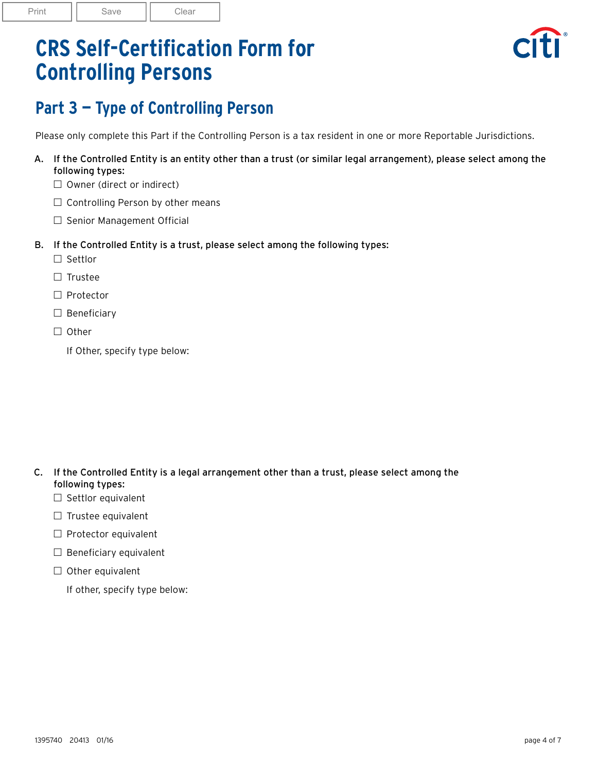# CRS Self-Certification Form for Controlling Persons

## Part 3 — Type of Controlling Person

Please only complete this Part if the Controlling Person is a tax resident in one or more Reportable Jurisdictions.

**A. If the Controlled Entity is an entity other than a trust (or similar legal arrangement), please select among the following types:**

☐ Owner (direct or indirect)

☐ Controlling Person by other means

☐ Senior Management Official

**B. If the Controlled Entity is a trust, please select among the following types:**

☐ Settlor

☐ Trustee

☐ Protector

☐ Beneficiary

☐ Other

If Other, specify type below:

**C. If the Controlled Entity is a legal arrangement other than a trust, please select among the following types:**

☐ Settlor equivalent

☐ Trustee equivalent

☐ Protector equivalent

☐ Beneficiary equivalent

☐ Other equivalent

If other, specify type below:

1395740 20413 01/16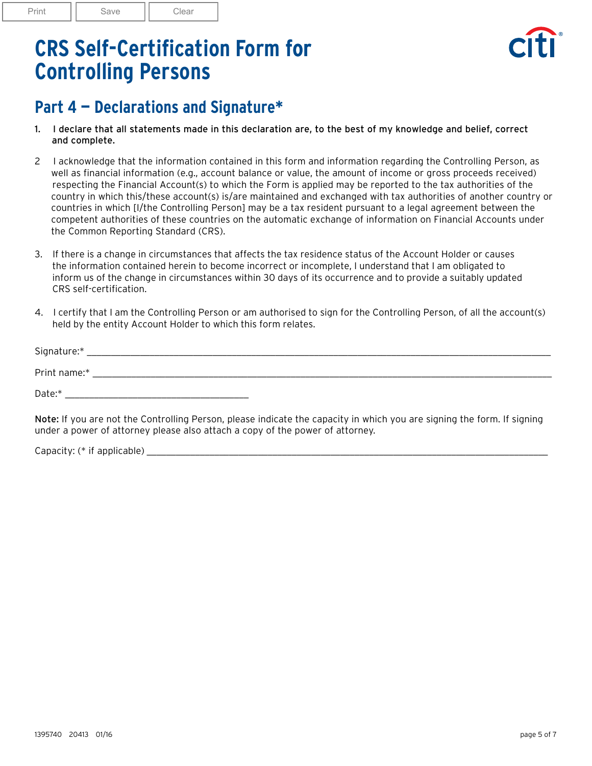# CRS Self-Certification Form for Controlling Persons

## Part 4 — Declarations and Signature*

1. **I declare that all statements made in this declaration are, to the best of my knowledge and belief, correct and complete.**

2 I acknowledge that the information contained in this form and information regarding the Controlling Person, as well as financial information (e.g., account balance or value, the amount of income or gross proceeds received) respecting the Financial Account(s) to which the Form is applied may be reported to the tax authorities of the country in which this/these account(s) is/are maintained and exchanged with tax authorities of another country or countries in which [I/the Controlling Person] may be a tax resident pursuant to a legal agreement between the competent authorities of these countries on the automatic exchange of information on Financial Accounts under the Common Reporting Standard (CRS).

3. If there is a change in circumstances that affects the tax residence status of the Account Holder or causes the information contained herein to become incorrect or incomplete, I understand that I am obligated to inform us of the change in circumstances within 30 days of its occurrence and to provide a suitably updated CRS self-certification.

4. I certify that I am the Controlling Person or am authorised to sign for the Controlling Person, of all the account(s) held by the entity Account Holder to which this form relates.

Signature:* ________________________________________

Print name:* ________________________________________

Date:* ____________________

**Note:** If you are not the Controlling Person, please indicate the capacity in which you are signing the form. If signing under a power of attorney please also attach a copy of the power of attorney.

Capacity: (* if applicable) ________________________________________

1395740 20413 01/16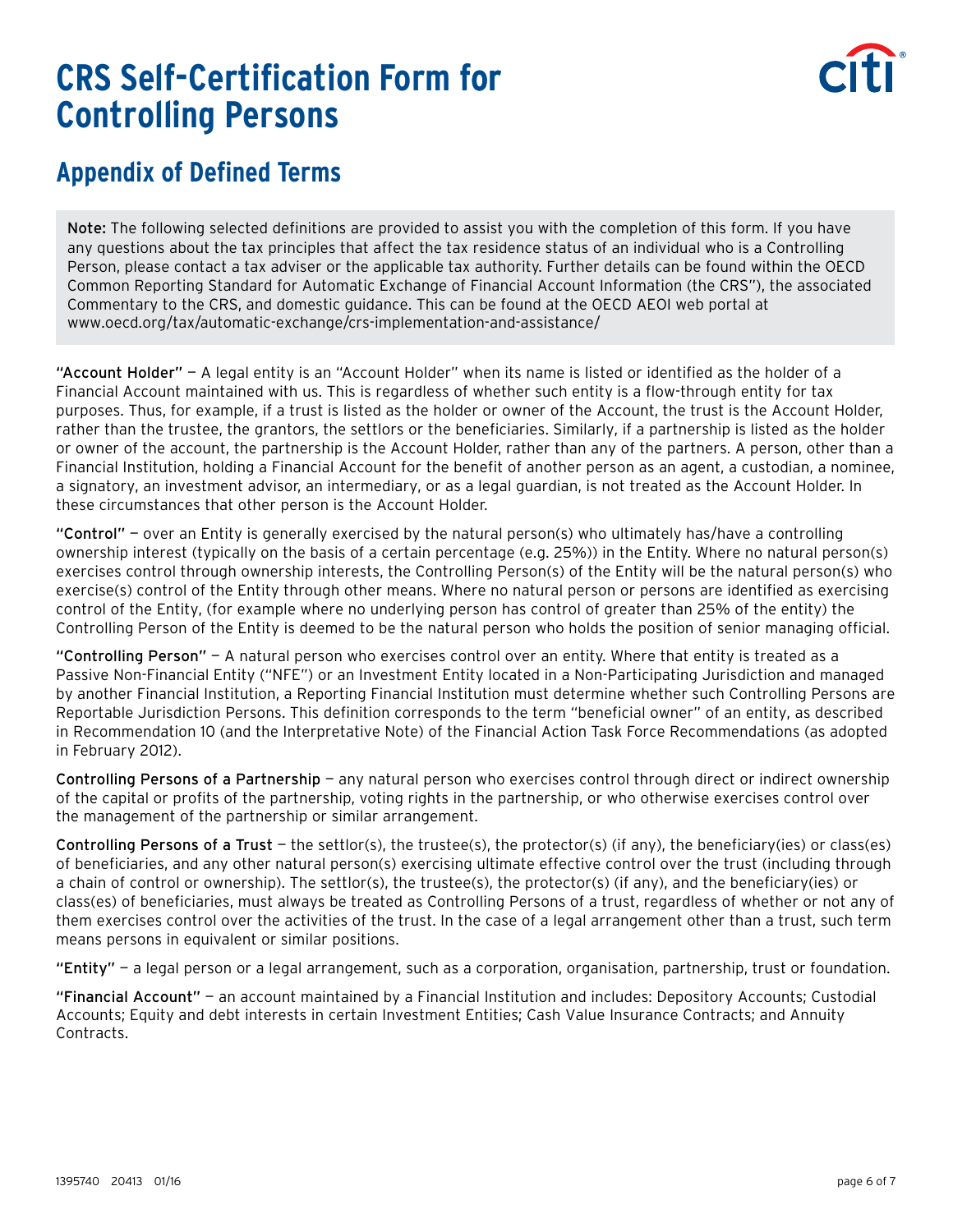# CRS Self-Certification Form for Controlling Persons

## Appendix of Defined Terms

**Note:** The following selected definitions are provided to assist you with the completion of this form. If you have any questions about the tax principles that affect the tax residence status of an individual who is a Controlling Person, please contact a tax adviser or the applicable tax authority. Further details can be found within the OECD Common Reporting Standard for Automatic Exchange of Financial Account Information (the CRS"), the associated Commentary to the CRS, and domestic guidance. This can be found at the OECD AEOI web portal at www.oecd.org/tax/automatic-exchange/crs-implementation-and-assistance/

**"Account Holder"** — A legal entity is an "Account Holder" when its name is listed or identified as the holder of a Financial Account maintained with us. This is regardless of whether such entity is a flow-through entity for tax purposes. Thus, for example, if a trust is listed as the holder or owner of the Account, the trust is the Account Holder, rather than the trustee, the grantors, the settlors or the beneficiaries. Similarly, if a partnership is listed as the holder or owner of the account, the partnership is the Account Holder, rather than any of the partners. A person, other than a Financial Institution, holding a Financial Account for the benefit of another person as an agent, a custodian, a nominee, a signatory, an investment advisor, an intermediary, or as a legal guardian, is not treated as the Account Holder. In these circumstances that other person is the Account Holder.

**"Control"** — over an Entity is generally exercised by the natural person(s) who ultimately has/have a controlling ownership interest (typically on the basis of a certain percentage (e.g. 25%)) in the Entity. Where no natural person(s) exercises control through ownership interests, the Controlling Person(s) of the Entity will be the natural person(s) who exercise(s) control of the Entity through other means. Where no natural person or persons are identified as exercising control of the Entity, (for example where no underlying person has control of greater than 25% of the entity) the Controlling Person of the Entity is deemed to be the natural person who holds the position of senior managing official.

**"Controlling Person"** — A natural person who exercises control over an entity. Where that entity is treated as a Passive Non-Financial Entity ("NFE") or an Investment Entity located in a Non-Participating Jurisdiction and managed by another Financial Institution, a Reporting Financial Institution must determine whether such Controlling Persons are Reportable Jurisdiction Persons. This definition corresponds to the term "beneficial owner" of an entity, as described in Recommendation 10 (and the Interpretative Note) of the Financial Action Task Force Recommendations (as adopted in February 2012).

**Controlling Persons of a Partnership** — any natural person who exercises control through direct or indirect ownership of the capital or profits of the partnership, voting rights in the partnership, or who otherwise exercises control over the management of the partnership or similar arrangement.

**Controlling Persons of a Trust** — the settlor(s), the trustee(s), the protector(s) (if any), the beneficiary(ies) or class(es) of beneficiaries, and any other natural person(s) exercising ultimate effective control over the trust (including through a chain of control or ownership). The settlor(s), the trustee(s), the protector(s) (if any), and the beneficiary(ies) or class(es) of beneficiaries, must always be treated as Controlling Persons of a trust, regardless of whether or not any of them exercises control over the activities of the trust. In the case of a legal arrangement other than a trust, such term means persons in equivalent or similar positions.

**"Entity"** — a legal person or a legal arrangement, such as a corporation, organisation, partnership, trust or foundation.

**"Financial Account"** — an account maintained by a Financial Institution and includes: Depository Accounts; Custodial Accounts; Equity and debt interests in certain Investment Entities; Cash Value Insurance Contracts; and Annuity Contracts.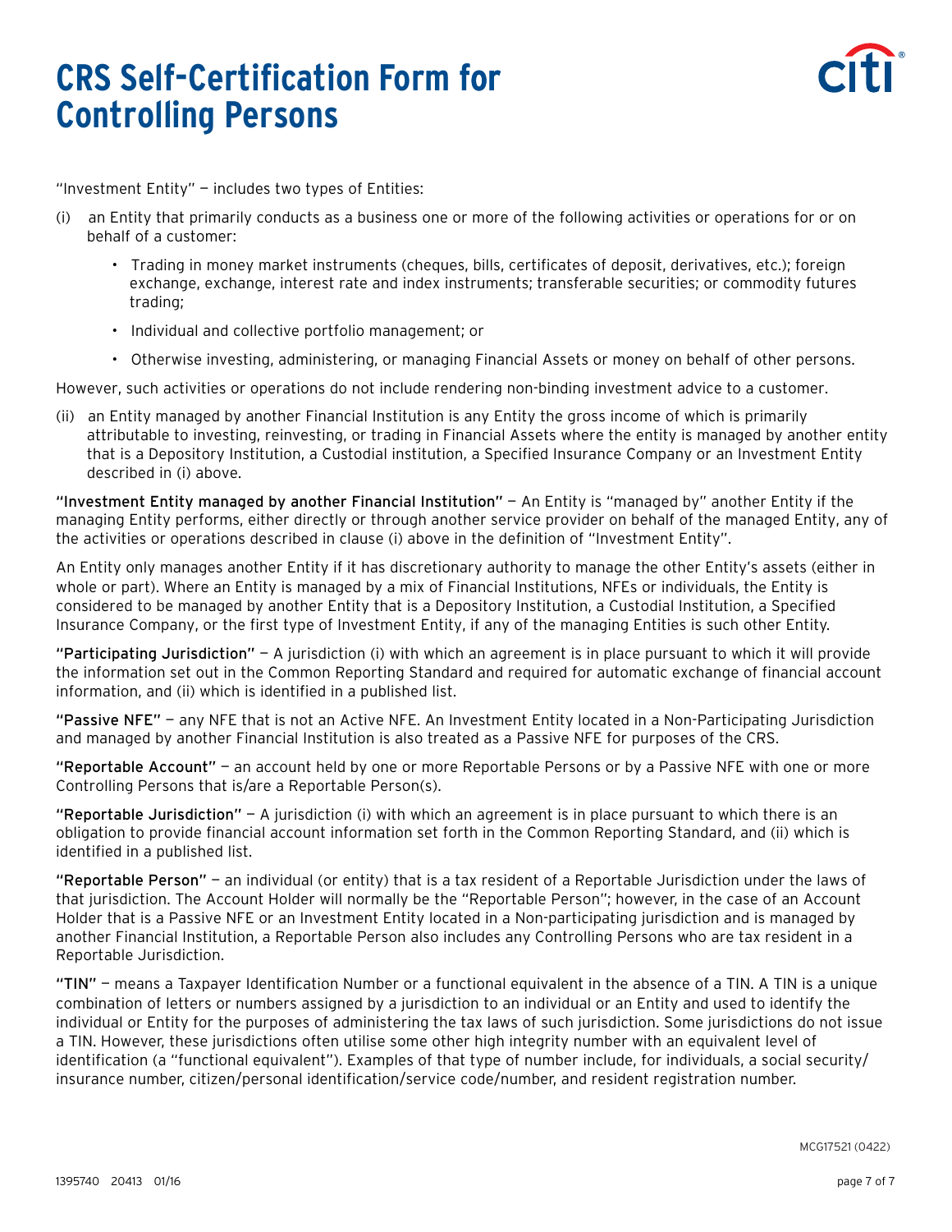# CRS Self-Certification Form for Controlling Persons

"Investment Entity" — includes two types of Entities:

(i) an Entity that primarily conducts as a business one or more of the following activities or operations for or on behalf of a customer:

- Trading in money market instruments (cheques, bills, certificates of deposit, derivatives, etc.); foreign exchange, exchange, interest rate and index instruments; transferable securities; or commodity futures trading;
- Individual and collective portfolio management; or
- Otherwise investing, administering, or managing Financial Assets or money on behalf of other persons.

However, such activities or operations do not include rendering non-binding investment advice to a customer.

(ii) an Entity managed by another Financial Institution is any Entity the gross income of which is primarily attributable to investing, reinvesting, or trading in Financial Assets where the entity is managed by another entity that is a Depository Institution, a Custodial institution, a Specified Insurance Company or an Investment Entity described in (i) above.

**"Investment Entity managed by another Financial Institution"** — An Entity is "managed by" another Entity if the managing Entity performs, either directly or through another service provider on behalf of the managed Entity, any of the activities or operations described in clause (i) above in the definition of "Investment Entity".

An Entity only manages another Entity if it has discretionary authority to manage the other Entity's assets (either in whole or part). Where an Entity is managed by a mix of Financial Institutions, NFEs or individuals, the Entity is considered to be managed by another Entity that is a Depository Institution, a Custodial Institution, a Specified Insurance Company, or the first type of Investment Entity, if any of the managing Entities is such other Entity.

**"Participating Jurisdiction"** — A jurisdiction (i) with which an agreement is in place pursuant to which it will provide the information set out in the Common Reporting Standard and required for automatic exchange of financial account information, and (ii) which is identified in a published list.

**"Passive NFE"** — any NFE that is not an Active NFE. An Investment Entity located in a Non-Participating Jurisdiction and managed by another Financial Institution is also treated as a Passive NFE for purposes of the CRS.

**"Reportable Account"** — an account held by one or more Reportable Persons or by a Passive NFE with one or more Controlling Persons that is/are a Reportable Person(s).

**"Reportable Jurisdiction"** — A jurisdiction (i) with which an agreement is in place pursuant to which there is an obligation to provide financial account information set forth in the Common Reporting Standard, and (ii) which is identified in a published list.

**"Reportable Person"** — an individual (or entity) that is a tax resident of a Reportable Jurisdiction under the laws of that jurisdiction. The Account Holder will normally be the "Reportable Person"; however, in the case of an Account Holder that is a Passive NFE or an Investment Entity located in a Non-participating jurisdiction and is managed by another Financial Institution, a Reportable Person also includes any Controlling Persons who are tax resident in a Reportable Jurisdiction.

**"TIN"** — means a Taxpayer Identification Number or a functional equivalent in the absence of a TIN. A TIN is a unique combination of letters or numbers assigned by a jurisdiction to an individual or an Entity and used to identify the individual or Entity for the purposes of administering the tax laws of such jurisdiction. Some jurisdictions do not issue a TIN. However, these jurisdictions often utilise some other high integrity number with an equivalent level of identification (a "functional equivalent"). Examples of that type of number include, for individuals, a social security/ insurance number, citizen/personal identification/service code/number, and resident registration number.

MCG17521 (0422)

1395740 20413 01/16